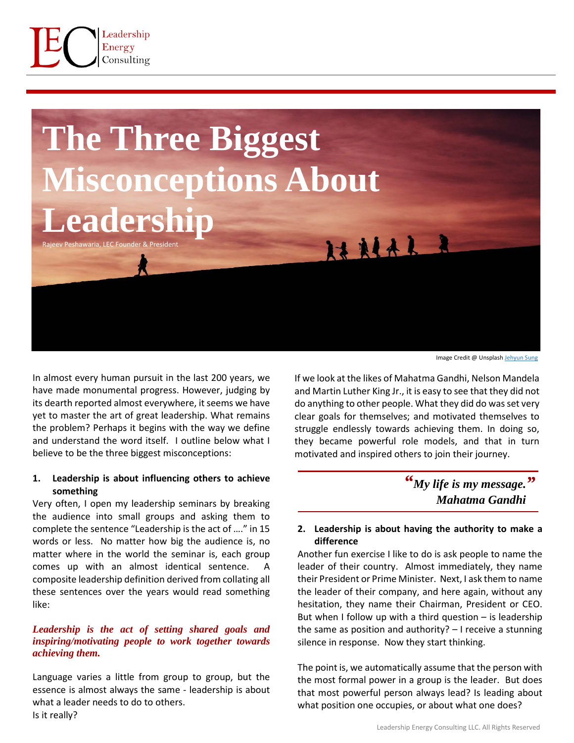# The Three Biggest Misconceptions About Leadership

Rajeev Peshawaria, LEC Founder & President

Image Credit @ Unsplash Jehyun Sung

In almost every human pursuit in the last 200 years, we have made monumental progress. However, judging by its dearth reported almost everywhere, it seems we have yet to master the art of great leadership. What remains the problem? Perhaps it begins with the way we define and understand the word itself. I outline below what I believe to be the three biggest misconceptions:

1. **Leadership is about influencing others to achieve something**

Very often, I open my leadership seminars by breaking the audience into small groups and asking them to complete the sentence "Leadership is the act of …." in 15 words or less. No matter how big the audience is, no matter where in the world the seminar is, each group comes up with an almost identical sentence. A composite leadership definition derived from collating all these sentences over the years would read something like:

***Leadership is the act of setting shared goals and inspiring/motivating people to work together towards achieving them.***

Language varies a little from group to group, but the essence is almost always the same - leadership is about what a leader needs to do to others.
Is it really?

If we look at the likes of Mahatma Gandhi, Nelson Mandela and Martin Luther King Jr., it is easy to see that they did not do anything to other people. What they did do was set very clear goals for themselves; and motivated themselves to struggle endlessly towards achieving them. In doing so, they became powerful role models, and that in turn motivated and inspired others to join their journey.

> ***"My life is my message."***
> ***Mahatma Gandhi***

2. **Leadership is about having the authority to make a difference**

Another fun exercise I like to do is ask people to name the leader of their country. Almost immediately, they name their President or Prime Minister. Next, I ask them to name the leader of their company, and here again, without any hesitation, they name their Chairman, President or CEO. But when I follow up with a third question – is leadership the same as position and authority? – I receive a stunning silence in response. Now they start thinking.

The point is, we automatically assume that the person with the most formal power in a group is the leader. But does that most powerful person always lead? Is leading about what position one occupies, or about what one does?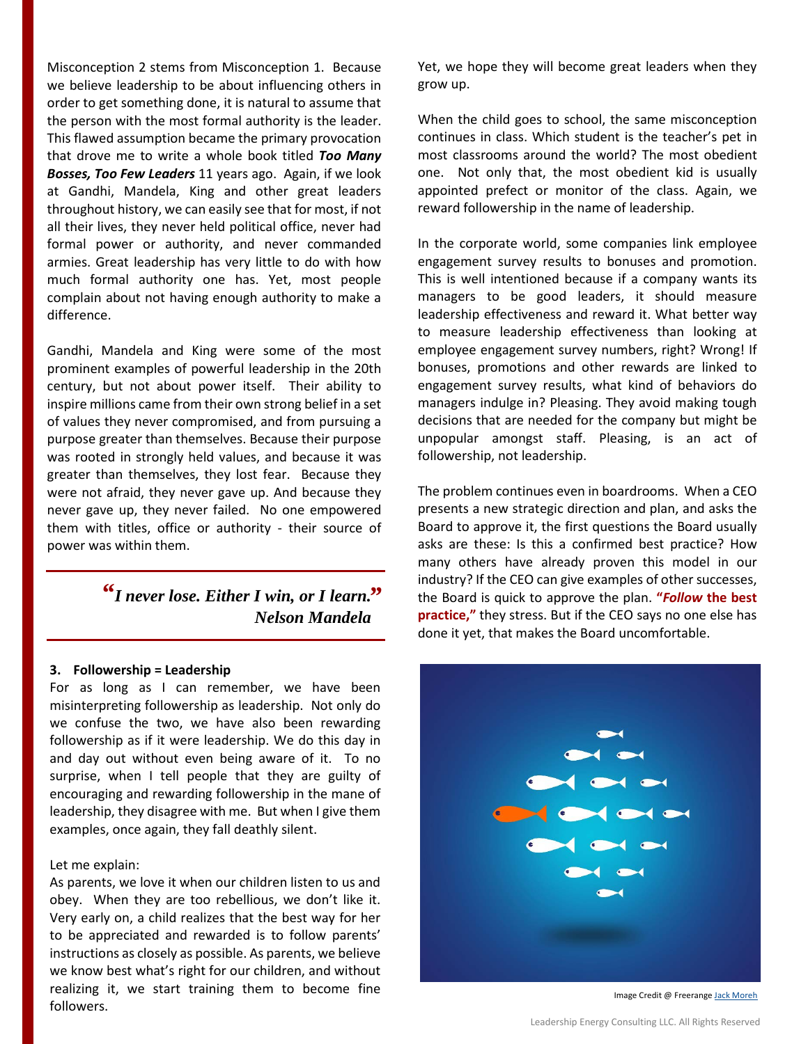Misconception 2 stems from Misconception 1. Because we believe leadership to be about influencing others in order to get something done, it is natural to assume that the person with the most formal authority is the leader. This flawed assumption became the primary provocation that drove me to write a whole book titled ***Too Many Bosses, Too Few Leaders*** 11 years ago. Again, if we look at Gandhi, Mandela, King and other great leaders throughout history, we can easily see that for most, if not all their lives, they never held political office, never had formal power or authority, and never commanded armies. Great leadership has very little to do with how much formal authority one has. Yet, most people complain about not having enough authority to make a difference.

Gandhi, Mandela and King were some of the most prominent examples of powerful leadership in the 20th century, but not about power itself. Their ability to inspire millions came from their own strong belief in a set of values they never compromised, and from pursuing a purpose greater than themselves. Because their purpose was rooted in strongly held values, and because it was greater than themselves, they lost fear. Because they were not afraid, they never gave up. And because they never gave up, they never failed. No one empowered them with titles, office or authority - their source of power was within them.

> ***"I never lose. Either I win, or I learn."***
> ***Nelson Mandela***

**3. Followership = Leadership**

For as long as I can remember, we have been misinterpreting followership as leadership. Not only do we confuse the two, we have also been rewarding followership as if it were leadership. We do this day in and day out without even being aware of it. To no surprise, when I tell people that they are guilty of encouraging and rewarding followership in the mane of leadership, they disagree with me. But when I give them examples, once again, they fall deathly silent.

Let me explain:

As parents, we love it when our children listen to us and obey. When they are too rebellious, we don't like it. Very early on, a child realizes that the best way for her to be appreciated and rewarded is to follow parents' instructions as closely as possible. As parents, we believe we know best what's right for our children, and without realizing it, we start training them to become fine followers. Yet, we hope they will become great leaders when they grow up.

When the child goes to school, the same misconception continues in class. Which student is the teacher's pet in most classrooms around the world? The most obedient one. Not only that, the most obedient kid is usually appointed prefect or monitor of the class. Again, we reward followership in the name of leadership.

In the corporate world, some companies link employee engagement survey results to bonuses and promotion. This is well intentioned because if a company wants its managers to be good leaders, it should measure leadership effectiveness and reward it. What better way to measure leadership effectiveness than looking at employee engagement survey numbers, right? Wrong! If bonuses, promotions and other rewards are linked to engagement survey results, what kind of behaviors do managers indulge in? Pleasing. They avoid making tough decisions that are needed for the company but might be unpopular amongst staff. Pleasing, is an act of followership, not leadership.

The problem continues even in boardrooms. When a CEO presents a new strategic direction and plan, and asks the Board to approve it, the first questions the Board usually asks are these: Is this a confirmed best practice? How many others have already proven this model in our industry? If the CEO can give examples of other successes, the Board is quick to approve the plan. **"*Follow* the best practice,"** they stress. But if the CEO says no one else has done it yet, that makes the Board uncomfortable.

Image Credit @ Freerange Jack Moreh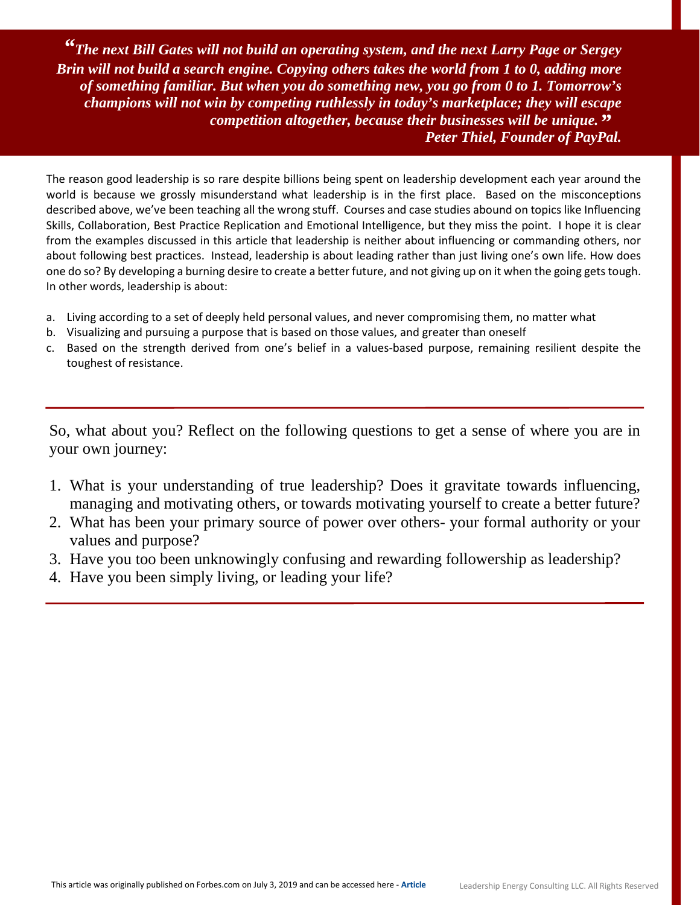***"The next Bill Gates will not build an operating system, and the next Larry Page or Sergey Brin will not build a search engine. Copying others takes the world from 1 to 0, adding more of something familiar. But when you do something new, you go from 0 to 1. Tomorrow's champions will not win by competing ruthlessly in today's marketplace; they will escape competition altogether, because their businesses will be unique."***
***Peter Thiel, Founder of PayPal.***

The reason good leadership is so rare despite billions being spent on leadership development each year around the world is because we grossly misunderstand what leadership is in the first place. Based on the misconceptions described above, we've been teaching all the wrong stuff. Courses and case studies abound on topics like Influencing Skills, Collaboration, Best Practice Replication and Emotional Intelligence, but they miss the point. I hope it is clear from the examples discussed in this article that leadership is neither about influencing or commanding others, nor about following best practices. Instead, leadership is about leading rather than just living one's own life. How does one do so? By developing a burning desire to create a better future, and not giving up on it when the going gets tough. In other words, leadership is about:

a. Living according to a set of deeply held personal values, and never compromising them, no matter what
b. Visualizing and pursuing a purpose that is based on those values, and greater than oneself
c. Based on the strength derived from one's belief in a values-based purpose, remaining resilient despite the toughest of resistance.

---

So, what about you? Reflect on the following questions to get a sense of where you are in your own journey:

1. What is your understanding of true leadership? Does it gravitate towards influencing, managing and motivating others, or towards motivating yourself to create a better future?
2. What has been your primary source of power over others- your formal authority or your values and purpose?
3. Have you too been unknowingly confusing and rewarding followership as leadership?
4. Have you been simply living, or leading your life?

---

This article was originally published on Forbes.com on July 3, 2019 and can be accessed here - **Article**

Leadership Energy Consulting LLC. All Rights Reserved